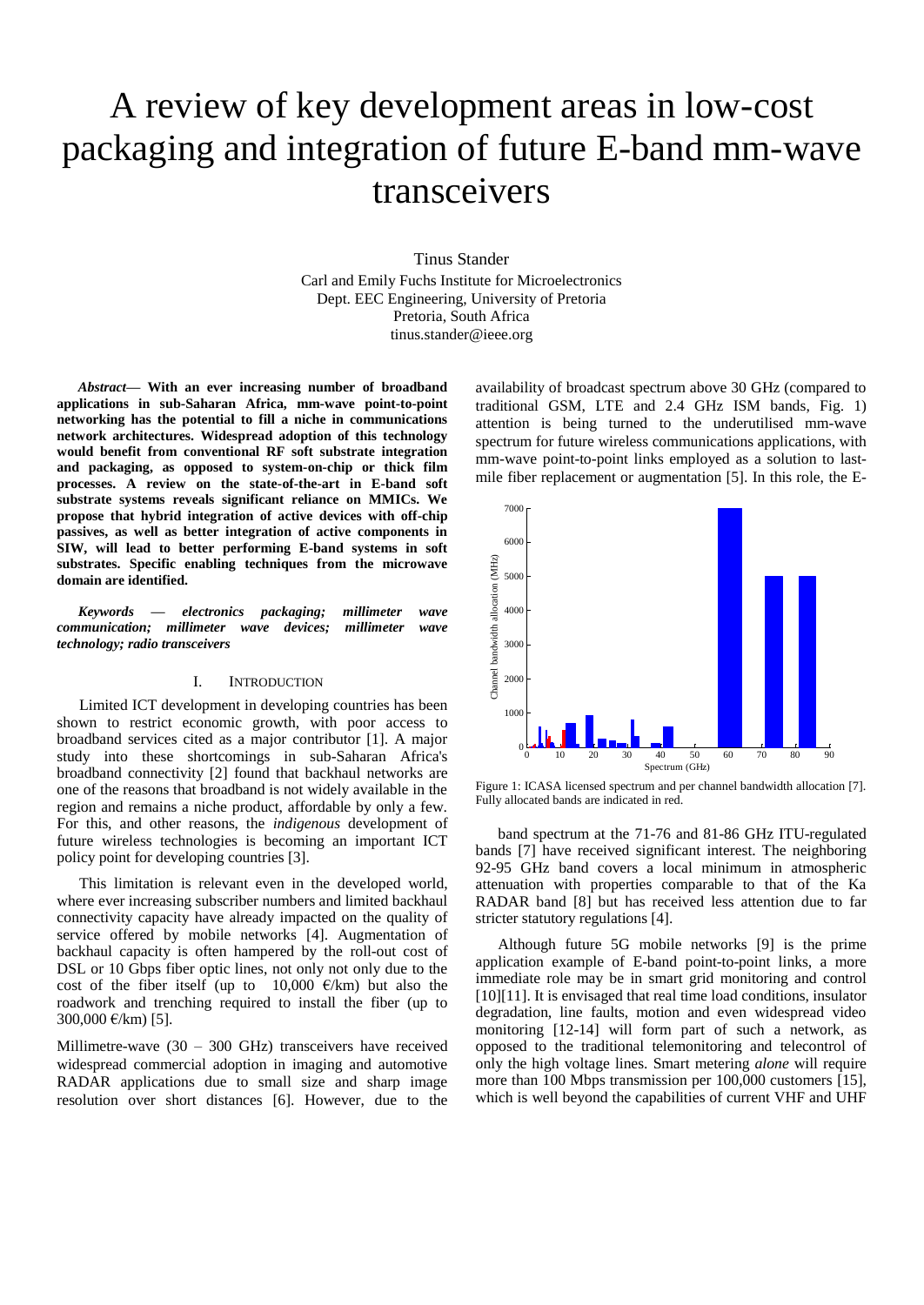# A review of key development areas in low-cost packaging and integration of future E-band mm-wave transceivers

Tinus Stander
Carl and Emily Fuchs Institute for Microelectronics
Dept. EEC Engineering, University of Pretoria
Pretoria, South Africa
tinus.stander@ieee.org

***Abstract*— With an ever increasing number of broadband applications in sub-Saharan Africa, mm-wave point-to-point networking has the potential to fill a niche in communications network architectures. Widespread adoption of this technology would benefit from conventional RF soft substrate integration and packaging, as opposed to system-on-chip or thick film processes. A review on the state-of-the-art in E-band soft substrate systems reveals significant reliance on MMICs. We propose that hybrid integration of active devices with off-chip passives, as well as better integration of active components in SIW, will lead to better performing E-band systems in soft substrates. Specific enabling techniques from the microwave domain are identified.**

***Keywords — electronics packaging; millimeter wave communication; millimeter wave devices; millimeter wave technology; radio transceivers***

## I. INTRODUCTION

Limited ICT development in developing countries has been shown to restrict economic growth, with poor access to broadband services cited as a major contributor [1]. A major study into these shortcomings in sub-Saharan Africa's broadband connectivity [2] found that backhaul networks are one of the reasons that broadband is not widely available in the region and remains a niche product, affordable by only a few. For this, and other reasons, the *indigenous* development of future wireless technologies is becoming an important ICT policy point for developing countries [3].

This limitation is relevant even in the developed world, where ever increasing subscriber numbers and limited backhaul connectivity capacity have already impacted on the quality of service offered by mobile networks [4]. Augmentation of backhaul capacity is often hampered by the roll-out cost of DSL or 10 Gbps fiber optic lines, not only not only due to the cost of the fiber itself (up to 10,000 €/km) but also the roadwork and trenching required to install the fiber (up to 300,000 €/km) [5].

Millimetre-wave (30 – 300 GHz) transceivers have received widespread commercial adoption in imaging and automotive RADAR applications due to small size and sharp image resolution over short distances [6]. However, due to the availability of broadcast spectrum above 30 GHz (compared to traditional GSM, LTE and 2.4 GHz ISM bands, Fig. 1) attention is being turned to the underutilised mm-wave spectrum for future wireless communications applications, with mm-wave point-to-point links employed as a solution to last-mile fiber replacement or augmentation [5]. In this role, the E-band spectrum at the 71-76 and 81-86 GHz ITU-regulated bands [7] have received significant interest. The neighboring 92-95 GHz band covers a local minimum in atmospheric attenuation with properties comparable to that of the Ka RADAR band [8] but has received less attention due to far stricter statutory regulations [4].

Figure 1: ICASA licensed spectrum and per channel bandwidth allocation [7]. Fully allocated bands are indicated in red.

Although future 5G mobile networks [9] is the prime application example of E-band point-to-point links, a more immediate role may be in smart grid monitoring and control [10][11]. It is envisaged that real time load conditions, insulator degradation, line faults, motion and even widespread video monitoring [12-14] will form part of such a network, as opposed to the traditional telemonitoring and telecontrol of only the high voltage lines. Smart metering *alone* will require more than 100 Mbps transmission per 100,000 customers [15], which is well beyond the capabilities of current VHF and UHF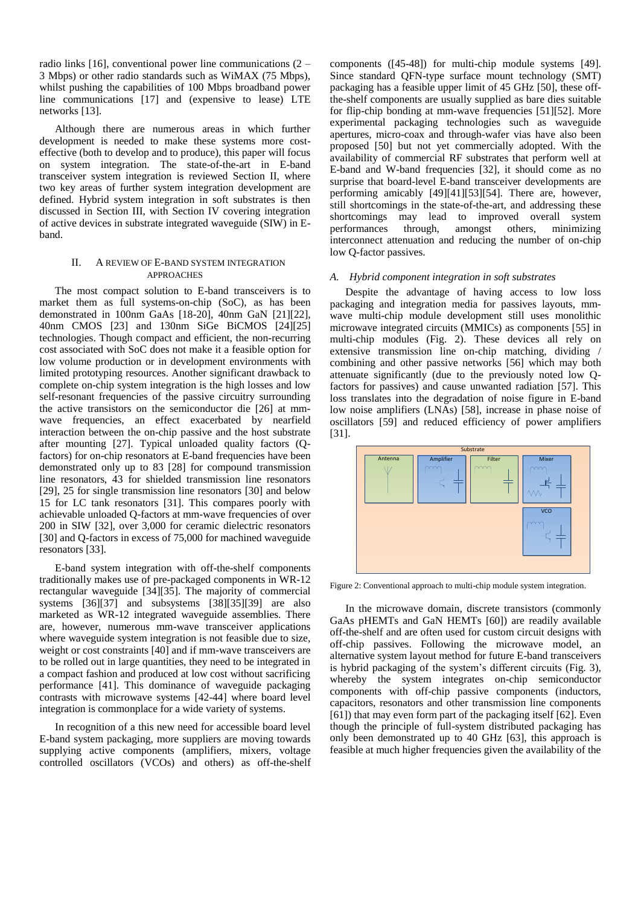radio links [16], conventional power line communications (2 – 3 Mbps) or other radio standards such as WiMAX (75 Mbps), whilst pushing the capabilities of 100 Mbps broadband power line communications [17] and (expensive to lease) LTE networks [13].

Although there are numerous areas in which further development is needed to make these systems more cost-effective (both to develop and to produce), this paper will focus on system integration. The state-of-the-art in E-band transceiver system integration is reviewed Section II, where two key areas of further system integration development are defined. Hybrid system integration in soft substrates is then discussed in Section III, with Section IV covering integration of active devices in substrate integrated waveguide (SIW) in E-band.

## II. A REVIEW OF E-BAND SYSTEM INTEGRATION APPROACHES

The most compact solution to E-band transceivers is to market them as full systems-on-chip (SoC), as has been demonstrated in 100nm GaAs [18-20], 40nm GaN [21][22], 40nm CMOS [23] and 130nm SiGe BiCMOS [24][25] technologies. Though compact and efficient, the non-recurring cost associated with SoC does not make it a feasible option for low volume production or in development environments with limited prototyping resources. Another significant drawback to complete on-chip system integration is the high losses and low self-resonant frequencies of the passive circuitry surrounding the active transistors on the semiconductor die [26] at mm-wave frequencies, an effect exacerbated by nearfield interaction between the on-chip passive and the host substrate after mounting [27]. Typical unloaded quality factors (Q-factors) for on-chip resonators at E-band frequencies have been demonstrated only up to 83 [28] for compound transmission line resonators, 43 for shielded transmission line resonators [29], 25 for single transmission line resonators [30] and below 15 for LC tank resonators [31]. This compares poorly with achievable unloaded Q-factors at mm-wave frequencies of over 200 in SIW [32], over 3,000 for ceramic dielectric resonators [30] and Q-factors in excess of 75,000 for machined waveguide resonators [33].

E-band system integration with off-the-shelf components traditionally makes use of pre-packaged components in WR-12 rectangular waveguide [34][35]. The majority of commercial systems [36][37] and subsystems [38][35][39] are also marketed as WR-12 integrated waveguide assemblies. There are, however, numerous mm-wave transceiver applications where waveguide system integration is not feasible due to size, weight or cost constraints [40] and if mm-wave transceivers are to be rolled out in large quantities, they need to be integrated in a compact fashion and produced at low cost without sacrificing performance [41]. This dominance of waveguide packaging contrasts with microwave systems [42-44] where board level integration is commonplace for a wide variety of systems.

In recognition of a this new need for accessible board level E-band system packaging, more suppliers are moving towards supplying active components (amplifiers, mixers, voltage controlled oscillators (VCOs) and others) as off-the-shelf components ([45-48]) for multi-chip module systems [49]. Since standard QFN-type surface mount technology (SMT) packaging has a feasible upper limit of 45 GHz [50], these off-the-shelf components are usually supplied as bare dies suitable for flip-chip bonding at mm-wave frequencies [51][52]. More experimental packaging technologies such as waveguide apertures, micro-coax and through-wafer vias have also been proposed [50] but not yet commercially adopted. With the availability of commercial RF substrates that perform well at E-band and W-band frequencies [32], it should come as no surprise that board-level E-band transceiver developments are performing amicably [49][41][53][54]. There are, however, still shortcomings in the state-of-the-art, and addressing these shortcomings may lead to improved overall system performances through, amongst others, minimizing interconnect attenuation and reducing the number of on-chip low Q-factor passives.

### A. *Hybrid component integration in soft substrates*

Despite the advantage of having access to low loss packaging and integration media for passives layouts, mm-wave multi-chip module development still uses monolithic microwave integrated circuits (MMICs) as components [55] in multi-chip modules (Fig. 2). These devices all rely on extensive transmission line on-chip matching, dividing / combining and other passive networks [56] which may both attenuate significantly (due to the previously noted low Q-factors for passives) and cause unwanted radiation [57]. This loss translates into the degradation of noise figure in E-band low noise amplifiers (LNAs) [58], increase in phase noise of oscillators [59] and reduced efficiency of power amplifiers [31].

Figure 2: Conventional approach to multi-chip module system integration.

In the microwave domain, discrete transistors (commonly GaAs pHEMTs and GaN HEMTs [60]) are readily available off-the-shelf and are often used for custom circuit designs with off-chip passives. Following the microwave model, an alternative system layout method for future E-band transceivers is hybrid packaging of the system's different circuits (Fig. 3), whereby the system integrates on-chip semiconductor components with off-chip passive components (inductors, capacitors, resonators and other transmission line components [61]) that may even form part of the packaging itself [62]. Even though the principle of full-system distributed packaging has only been demonstrated up to 40 GHz [63], this approach is feasible at much higher frequencies given the availability of the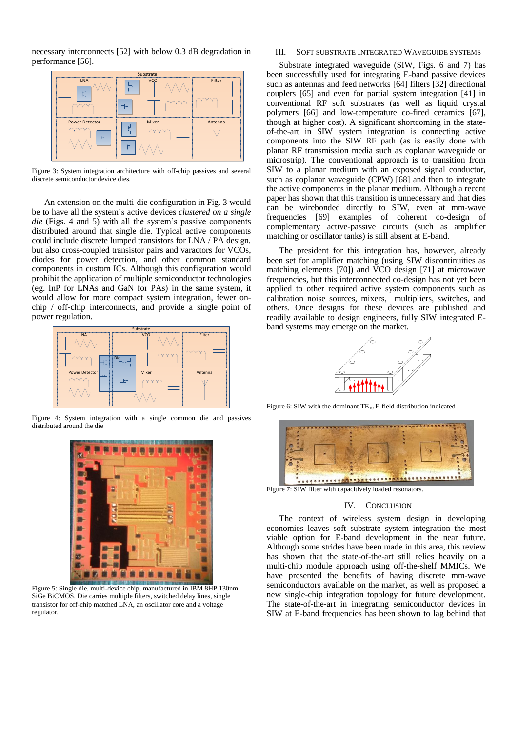necessary interconnects [52] with below 0.3 dB degradation in performance [56].

Figure 3: System integration architecture with off-chip passives and several discrete semiconductor device dies.

An extension on the multi-die configuration in Fig. 3 would be to have all the system's active devices *clustered on a single die* (Figs. 4 and 5) with all the system's passive components distributed around that single die. Typical active components could include discrete lumped transistors for LNA / PA design, but also cross-coupled transistor pairs and varactors for VCOs, diodes for power detection, and other common standard components in custom ICs. Although this configuration would prohibit the application of multiple semiconductor technologies (eg. InP for LNAs and GaN for PAs) in the same system, it would allow for more compact system integration, fewer on-chip / off-chip interconnects, and provide a single point of power regulation.

Figure 4: System integration with a single common die and passives distributed around the die

Figure 5: Single die, multi-device chip, manufactured in IBM 8HP 130nm SiGe BiCMOS. Die carries multiple filters, switched delay lines, single transistor for off-chip matched LNA, an oscillator core and a voltage regulator.

## III. Soft Substrate Integrated Waveguide Systems

Substrate integrated waveguide (SIW, Figs. 6 and 7) has been successfully used for integrating E-band passive devices such as antennas and feed networks [64] filters [32] directional couplers [65] and even for partial system integration [41] in conventional RF soft substrates (as well as liquid crystal polymers [66] and low-temperature co-fired ceramics [67], though at higher cost). A significant shortcoming in the state-of-the-art in SIW system integration is connecting active components into the SIW RF path (as is easily done with planar RF transmission media such as coplanar waveguide or microstrip). The conventional approach is to transition from SIW to a planar medium with an exposed signal conductor, such as coplanar waveguide (CPW) [68] and then to integrate the active components in the planar medium. Although a recent paper has shown that this transition is unnecessary and that dies can be wirebonded directly to SIW, even at mm-wave frequencies [69] examples of coherent co-design of complementary active-passive circuits (such as amplifier matching or oscillator tanks) is still absent at E-band.

The president for this integration has, however, already been set for amplifier matching (using SIW discontinuities as matching elements [70]) and VCO design [71] at microwave frequencies, but this interconnected co-design has not yet been applied to other required active system components such as calibration noise sources, mixers, multipliers, switches, and others. Once designs for these devices are published and readily available to design engineers, fully SIW integrated E-band systems may emerge on the market.

Figure 6: SIW with the dominant $TE_{10}$ E-field distribution indicated

Figure 7: SIW filter with capacitively loaded resonators.

## IV. Conclusion

The context of wireless system design in developing economies leaves soft substrate system integration the most viable option for E-band development in the near future. Although some strides have been made in this area, this review has shown that the state-of-the-art still relies heavily on a multi-chip module approach using off-the-shelf MMICs. We have presented the benefits of having discrete mm-wave semiconductors available on the market, as well as proposed a new single-chip integration topology for future development. The state-of-the-art in integrating semiconductor devices in SIW at E-band frequencies has been shown to lag behind that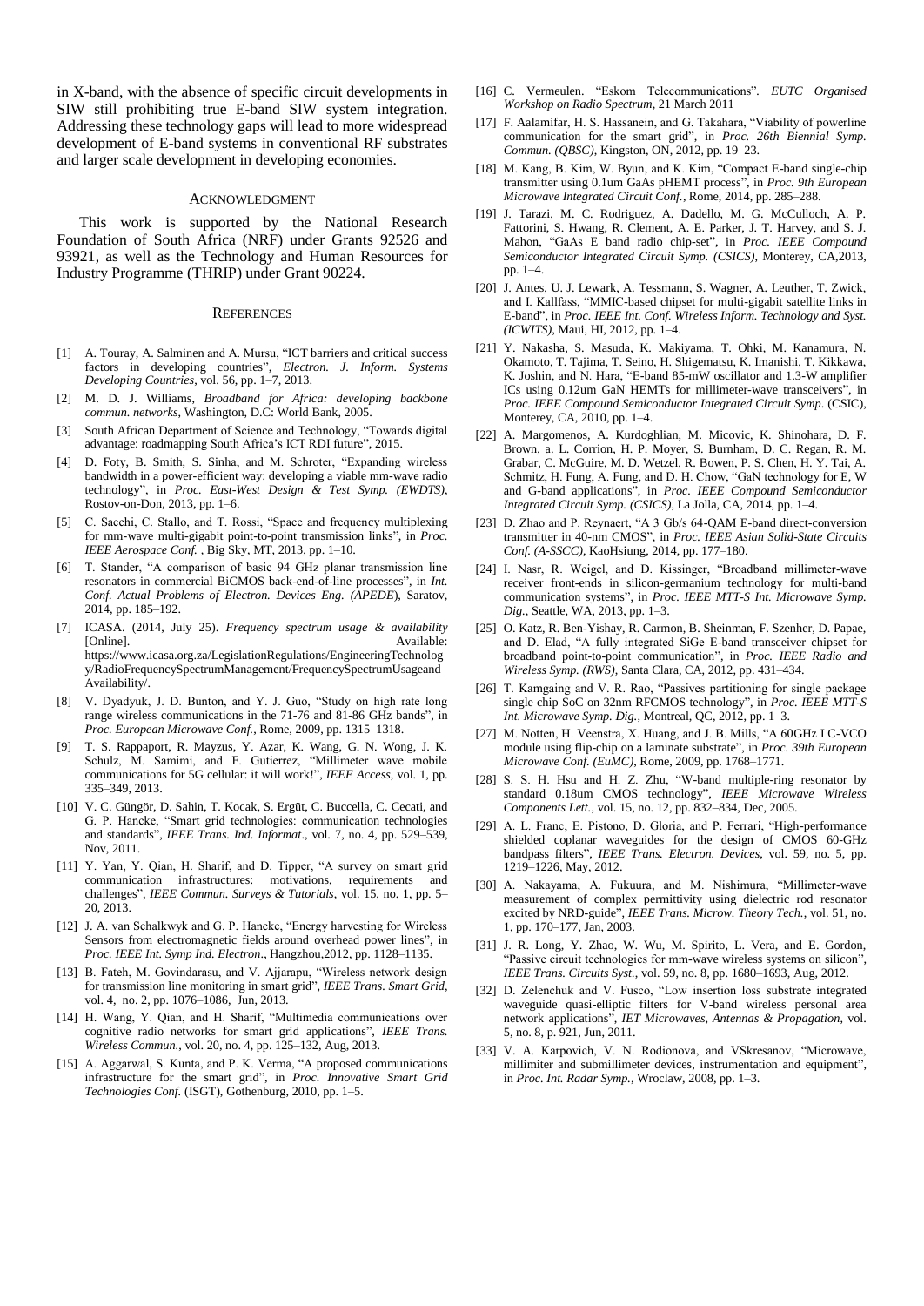in X-band, with the absence of specific circuit developments in SIW still prohibiting true E-band SIW system integration. Addressing these technology gaps will lead to more widespread development of E-band systems in conventional RF substrates and larger scale development in developing economies.

## Acknowledgment

This work is supported by the National Research Foundation of South Africa (NRF) under Grants 92526 and 93921, as well as the Technology and Human Resources for Industry Programme (THRIP) under Grant 90224.

## References

[1] A. Touray, A. Salminen and A. Mursu, "ICT barriers and critical success factors in developing countries", *Electron. J. Inform. Systems Developing Countries*, vol. 56, pp. 1–7, 2013.

[2] M. D. J. Williams, *Broadband for Africa: developing backbone commun. networks*, Washington, D.C: World Bank, 2005.

[3] South African Department of Science and Technology, "Towards digital advantage: roadmapping South Africa's ICT RDI future", 2015.

[4] D. Foty, B. Smith, S. Sinha, and M. Schroter, "Expanding wireless bandwidth in a power-efficient way: developing a viable mm-wave radio technology", in *Proc. East-West Design & Test Symp. (EWDTS)*, Rostov-on-Don, 2013, pp. 1–6.

[5] C. Sacchi, C. Stallo, and T. Rossi, "Space and frequency multiplexing for mm-wave multi-gigabit point-to-point transmission links", in *Proc. IEEE Aerospace Conf.* , Big Sky, MT, 2013, pp. 1–10.

[6] T. Stander, "A comparison of basic 94 GHz planar transmission line resonators in commercial BiCMOS back-end-of-line processes", in *Int. Conf. Actual Problems of Electron. Devices Eng. (APEDE*), Saratov, 2014, pp. 185–192.

[7] ICASA. (2014, July 25). *Frequency spectrum usage & availability* [Online]. Available: https://www.icasa.org.za/LegislationRegulations/EngineeringTechnology/RadioFrequencySpectrumManagement/FrequencySpectrumUsageandAvailability/.

[8] V. Dyadyuk, J. D. Bunton, and Y. J. Guo, "Study on high rate long range wireless communications in the 71-76 and 81-86 GHz bands", in *Proc. European Microwave Conf.*, Rome, 2009, pp. 1315–1318.

[9] T. S. Rappaport, R. Mayzus, Y. Azar, K. Wang, G. N. Wong, J. K. Schulz, M. Samimi, and F. Gutierrez, "Millimeter wave mobile communications for 5G cellular: it will work!", *IEEE Access*, vol. 1, pp. 335–349, 2013.

[10] V. C. Güngör, D. Sahin, T. Kocak, S. Ergüt, C. Buccella, C. Cecati, and G. P. Hancke, "Smart grid technologies: communication technologies and standards", *IEEE Trans. Ind. Informat*., vol. 7, no. 4, pp. 529–539, Nov, 2011.

[11] Y. Yan, Y. Qian, H. Sharif, and D. Tipper, "A survey on smart grid communication infrastructures: motivations, requirements and challenges", *IEEE Commun. Surveys & Tutorials*, vol. 15, no. 1, pp. 5–20, 2013.

[12] J. A. van Schalkwyk and G. P. Hancke, "Energy harvesting for Wireless Sensors from electromagnetic fields around overhead power lines", in *Proc. IEEE Int. Symp Ind. Electron.*, Hangzhou,2012, pp. 1128–1135.

[13] B. Fateh, M. Govindarasu, and V. Ajjarapu, "Wireless network design for transmission line monitoring in smart grid", *IEEE Trans. Smart Grid*, vol. 4, no. 2, pp. 1076–1086, Jun, 2013.

[14] H. Wang, Y. Qian, and H. Sharif, "Multimedia communications over cognitive radio networks for smart grid applications", *IEEE Trans. Wireless Commun.*, vol. 20, no. 4, pp. 125–132, Aug, 2013.

[15] A. Aggarwal, S. Kunta, and P. K. Verma, "A proposed communications infrastructure for the smart grid", in *Proc. Innovative Smart Grid Technologies Conf.* (ISGT), Gothenburg, 2010, pp. 1–5.

[16] C. Vermeulen. "Eskom Telecommunications". *EUTC Organised Workshop on Radio Spectrum*, 21 March 2011

[17] F. Aalamifar, H. S. Hassanein, and G. Takahara, "Viability of powerline communication for the smart grid", in *Proc. 26th Biennial Symp. Commun. (QBSC)*, Kingston, ON, 2012, pp. 19–23.

[18] M. Kang, B. Kim, W. Byun, and K. Kim, "Compact E-band single-chip transmitter using 0.1um GaAs pHEMT process", in *Proc. 9th European Microwave Integrated Circuit Conf.*, Rome, 2014, pp. 285–288.

[19] J. Tarazi, M. C. Rodriguez, A. Dadello, M. G. McCulloch, A. P. Fattorini, S. Hwang, R. Clement, A. E. Parker, J. T. Harvey, and S. J. Mahon, "GaAs E band radio chip-set", in *Proc. IEEE Compound Semiconductor Integrated Circuit Symp. (CSICS)*, Monterey, CA,2013, pp. 1–4.

[20] J. Antes, U. J. Lewark, A. Tessmann, S. Wagner, A. Leuther, T. Zwick, and I. Kallfass, "MMIC-based chipset for multi-gigabit satellite links in E-band", in *Proc. IEEE Int. Conf. Wireless Inform. Technology and Syst. (ICWITS)*, Maui, HI, 2012, pp. 1–4.

[21] Y. Nakasha, S. Masuda, K. Makiyama, T. Ohki, M. Kanamura, N. Okamoto, T. Tajima, T. Seino, H. Shigematsu, K. Imanishi, T. Kikkawa, K. Joshin, and N. Hara, "E-band 85-mW oscillator and 1.3-W amplifier ICs using 0.12um GaN HEMTs for millimeter-wave transceivers", in *Proc. IEEE Compound Semiconductor Integrated Circuit Symp*. (CSIC), Monterey, CA, 2010, pp. 1–4.

[22] A. Margomenos, A. Kurdoghlian, M. Micovic, K. Shinohara, D. F. Brown, a. L. Corrion, H. P. Moyer, S. Burnham, D. C. Regan, R. M. Grabar, C. McGuire, M. D. Wetzel, R. Bowen, P. S. Chen, H. Y. Tai, A. Schmitz, H. Fung, A. Fung, and D. H. Chow, "GaN technology for E, W and G-band applications", in *Proc. IEEE Compound Semiconductor Integrated Circuit Symp. (CSICS)*, La Jolla, CA, 2014, pp. 1–4.

[23] D. Zhao and P. Reynaert, "A 3 Gb/s 64-QAM E-band direct-conversion transmitter in 40-nm CMOS", in *Proc. IEEE Asian Solid-State Circuits Conf. (A-SSCC)*, KaoHsiung, 2014, pp. 177–180.

[24] I. Nasr, R. Weigel, and D. Kissinger, "Broadband millimeter-wave receiver front-ends in silicon-germanium technology for multi-band communication systems", in *Proc. IEEE MTT-S Int. Microwave Symp. Dig.*, Seattle, WA, 2013, pp. 1–3.

[25] O. Katz, R. Ben-Yishay, R. Carmon, B. Sheinman, F. Szenher, D. Papae, and D. Elad, "A fully integrated SiGe E-band transceiver chipset for broadband point-to-point communication", in *Proc. IEEE Radio and Wireless Symp. (RWS)*, Santa Clara, CA, 2012, pp. 431–434.

[26] T. Kamgaing and V. R. Rao, "Passives partitioning for single package single chip SoC on 32nm RFCMOS technology", in *Proc. IEEE MTT-S Int. Microwave Symp. Dig.*, Montreal, QC, 2012, pp. 1–3.

[27] M. Notten, H. Veenstra, X. Huang, and J. B. Mills, "A 60GHz LC-VCO module using flip-chip on a laminate substrate", in *Proc. 39th European Microwave Conf. (EuMC)*, Rome, 2009, pp. 1768–1771.

[28] S. S. H. Hsu and H. Z. Zhu, "W-band multiple-ring resonator by standard 0.18um CMOS technology", *IEEE Microwave Wireless Components Lett.*, vol. 15, no. 12, pp. 832–834, Dec, 2005.

[29] A. L. Franc, E. Pistono, D. Gloria, and P. Ferrari, "High-performance shielded coplanar waveguides for the design of CMOS 60-GHz bandpass filters", *IEEE Trans. Electron. Devices*, vol. 59, no. 5, pp. 1219–1226, May, 2012.

[30] A. Nakayama, A. Fukuura, and M. Nishimura, "Millimeter-wave measurement of complex permittivity using dielectric rod resonator excited by NRD-guide", *IEEE Trans. Microw. Theory Tech.*, vol. 51, no. 1, pp. 170–177, Jan, 2003.

[31] J. R. Long, Y. Zhao, W. Wu, M. Spirito, L. Vera, and E. Gordon, "Passive circuit technologies for mm-wave wireless systems on silicon", *IEEE Trans. Circuits Syst.*, vol. 59, no. 8, pp. 1680–1693, Aug, 2012.

[32] D. Zelenchuk and V. Fusco, "Low insertion loss substrate integrated waveguide quasi-elliptic filters for V-band wireless personal area network applications", *IET Microwaves, Antennas & Propagation*, vol. 5, no. 8, p. 921, Jun, 2011.

[33] V. A. Karpovich, V. N. Rodionova, and VSkresanov, "Microwave, millimiter and submillimeter devices, instrumentation and equipment", in *Proc. Int. Radar Symp.*, Wroclaw, 2008, pp. 1–3.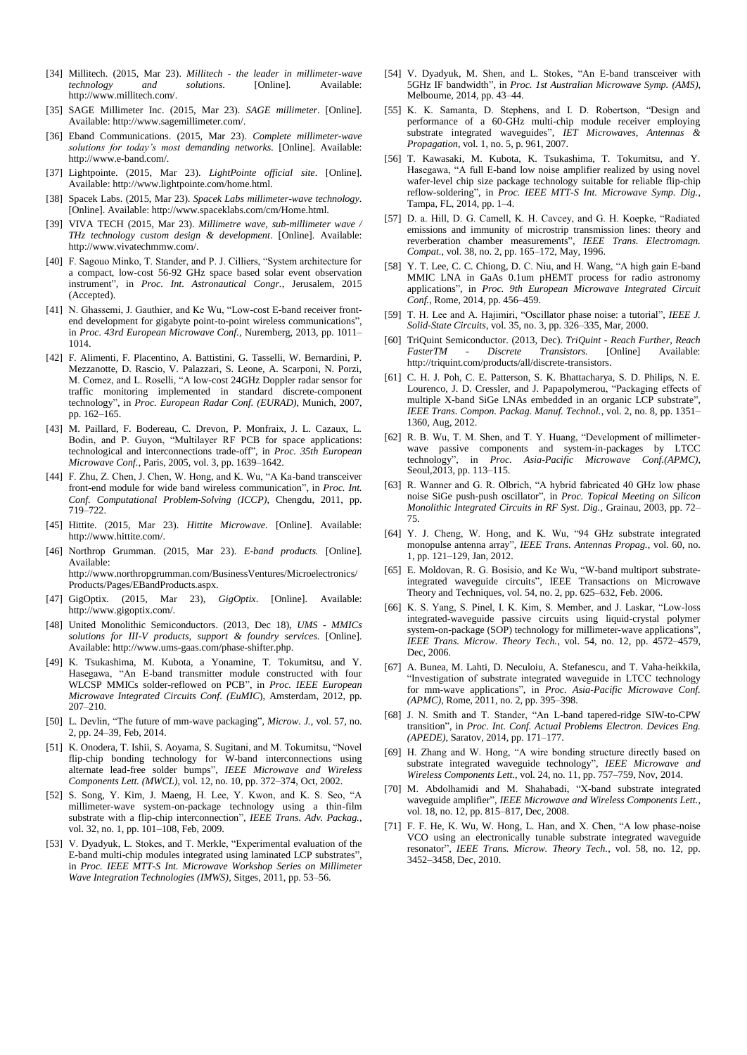[34] Millitech. (2015, Mar 23). *Millitech - the leader in millimeter-wave technology and solutions*. [Online]. Available: http://www.millitech.com/.

[35] SAGE Millimeter Inc. (2015, Mar 23). *SAGE millimeter*. [Online]. Available: http://www.sagemillimeter.com/.

[36] Eband Communications. (2015, Mar 23). *Complete millimeter-wave solutions for today's most demanding networks*. [Online]. Available: http://www.e-band.com/.

[37] Lightpointe. (2015, Mar 23). *LightPointe official site*. [Online]. Available: http://www.lightpointe.com/home.html.

[38] Spacek Labs. (2015, Mar 23). *Spacek Labs millimeter-wave technology*. [Online]. Available: http://www.spaceklabs.com/cm/Home.html.

[39] VIVA TECH (2015, Mar 23). *Millimetre wave, sub-millimeter wave / THz technology custom design & development*. [Online]. Available: http://www.vivatechmmw.com/.

[40] F. Sagouo Minko, T. Stander, and P. J. Cilliers, "System architecture for a compact, low-cost 56-92 GHz space based solar event observation instrument", in *Proc. Int. Astronautical Congr.*, Jerusalem, 2015 (Accepted).

[41] N. Ghassemi, J. Gauthier, and Ke Wu, "Low-cost E-band receiver front-end development for gigabyte point-to-point wireless communications", in *Proc. 43rd European Microwave Conf.*, Nuremberg, 2013, pp. 1011–1014.

[42] F. Alimenti, F. Placentino, A. Battistini, G. Tasselli, W. Bernardini, P. Mezzanotte, D. Rascio, V. Palazzari, S. Leone, A. Scarponi, N. Porzi, M. Comez, and L. Roselli, "A low-cost 24GHz Doppler radar sensor for traffic monitoring implemented in standard discrete-component technology", in *Proc. European Radar Conf. (EURAD)*, Munich, 2007, pp. 162–165.

[43] M. Paillard, F. Bodereau, C. Drevon, P. Monfraix, J. L. Cazaux, L. Bodin, and P. Guyon, "Multilayer RF PCB for space applications: technological and interconnections trade-off", in *Proc. 35th European Microwave Conf.*, Paris, 2005, vol. 3, pp. 1639–1642.

[44] F. Zhu, Z. Chen, J. Chen, W. Hong, and K. Wu, "A Ka-band transceiver front-end module for wide band wireless communication", in *Proc. Int. Conf. Computational Problem-Solving (ICCP)*, Chengdu, 2011, pp. 719–722.

[45] Hittite. (2015, Mar 23). *Hittite Microwave.* [Online]. Available: http://www.hittite.com/.

[46] Northrop Grumman. (2015, Mar 23). *E-band products.* [Online]. Available: http://www.northropgrumman.com/BusinessVentures/Microelectronics/Products/Pages/EBandProducts.aspx.

[47] GigOptix. (2015, Mar 23), *GigOptix*. [Online]. Available: http://www.gigoptix.com/.

[48] United Monolithic Semiconductors. (2013, Dec 18), *UMS - MMICs solutions for III-V products, support & foundry services.* [Online]. Available: http://www.ums-gaas.com/phase-shifter.php.

[49] K. Tsukashima, M. Kubota, a Yonamine, T. Tokumitsu, and Y. Hasegawa, "An E-band transmitter module constructed with four WLCSP MMICs solder-reflowed on PCB", in *Proc. IEEE European Microwave Integrated Circuits Conf. (EuMIC*), Amsterdam, 2012, pp. 207–210.

[50] L. Devlin, "The future of mm-wave packaging", *Microw. J.*, vol. 57, no. 2, pp. 24–39, Feb, 2014.

[51] K. Onodera, T. Ishii, S. Aoyama, S. Sugitani, and M. Tokumitsu, "Novel flip-chip bonding technology for W-band interconnections using alternate lead-free solder bumps", *IEEE Microwave and Wireless Components Lett. (MWCL)*, vol. 12, no. 10, pp. 372–374, Oct, 2002.

[52] S. Song, Y. Kim, J. Maeng, H. Lee, Y. Kwon, and K. S. Seo, "A millimeter-wave system-on-package technology using a thin-film substrate with a flip-chip interconnection", *IEEE Trans. Adv. Packag.*, vol. 32, no. 1, pp. 101–108, Feb, 2009.

[53] V. Dyadyuk, L. Stokes, and T. Merkle, "Experimental evaluation of the E-band multi-chip modules integrated using laminated LCP substrates", in *Proc. IEEE MTT-S Int. Microwave Workshop Series on Millimeter Wave Integration Technologies (IMWS)*, Sitges, 2011, pp. 53–56.

[54] V. Dyadyuk, M. Shen, and L. Stokes, "An E-band transceiver with 5GHz IF bandwidth", in *Proc. 1st Australian Microwave Symp. (AMS)*, Melbourne, 2014, pp. 43–44.

[55] K. K. Samanta, D. Stephens, and I. D. Robertson, "Design and performance of a 60-GHz multi-chip module receiver employing substrate integrated waveguides", *IET Microwaves, Antennas & Propagation*, vol. 1, no. 5, p. 961, 2007.

[56] T. Kawasaki, M. Kubota, K. Tsukashima, T. Tokumitsu, and Y. Hasegawa, "A full E-band low noise amplifier realized by using novel wafer-level chip size package technology suitable for reliable flip-chip reflow-soldering", in *Proc. IEEE MTT-S Int. Microwave Symp. Dig.*, Tampa, FL, 2014, pp. 1–4.

[57] D. a. Hill, D. G. Camell, K. H. Cavcey, and G. H. Koepke, "Radiated emissions and immunity of microstrip transmission lines: theory and reverberation chamber measurements", *IEEE Trans. Electromagn. Compat.*, vol. 38, no. 2, pp. 165–172, May, 1996.

[58] Y. T. Lee, C. C. Chiong, D. C. Niu, and H. Wang, "A high gain E-band MMIC LNA in GaAs 0.1um pHEMT process for radio astronomy applications", in *Proc. 9th European Microwave Integrated Circuit Conf.*, Rome, 2014, pp. 456–459.

[59] T. H. Lee and A. Hajimiri, "Oscillator phase noise: a tutorial", *IEEE J. Solid-State Circuits*, vol. 35, no. 3, pp. 326–335, Mar, 2000.

[60] TriQuint Semiconductor. (2013, Dec). *TriQuint - Reach Further, Reach FasterTM - Discrete Transistors.* [Online] Available: http://triquint.com/products/all/discrete-transistors.

[61] C. H. J. Poh, C. E. Patterson, S. K. Bhattacharya, S. D. Philips, N. E. Lourenco, J. D. Cressler, and J. Papapolymerou, "Packaging effects of multiple X-band SiGe LNAs embedded in an organic LCP substrate", *IEEE Trans. Compon. Packag. Manuf. Technol.*, vol. 2, no. 8, pp. 1351–1360, Aug, 2012.

[62] R. B. Wu, T. M. Shen, and T. Y. Huang, "Development of millimeter-wave passive components and system-in-packages by LTCC technology", in *Proc. Asia-Pacific Microwave Conf.(APMC)*, Seoul,2013, pp. 113–115.

[63] R. Wanner and G. R. Olbrich, "A hybrid fabricated 40 GHz low phase noise SiGe push-push oscillator", in *Proc. Topical Meeting on Silicon Monolithic Integrated Circuits in RF Syst. Dig.*, Grainau, 2003, pp. 72–75.

[64] Y. J. Cheng, W. Hong, and K. Wu, "94 GHz substrate integrated monopulse antenna array", *IEEE Trans. Antennas Propag.*, vol. 60, no. 1, pp. 121–129, Jan, 2012.

[65] E. Moldovan, R. G. Bosisio, and Ke Wu, "W-band multiport substrate-integrated waveguide circuits", IEEE Transactions on Microwave Theory and Techniques, vol. 54, no. 2, pp. 625–632, Feb. 2006.

[66] K. S. Yang, S. Pinel, I. K. Kim, S. Member, and J. Laskar, "Low-loss integrated-waveguide passive circuits using liquid-crystal polymer system-on-package (SOP) technology for millimeter-wave applications", *IEEE Trans. Microw. Theory Tech.*, vol. 54, no. 12, pp. 4572–4579, Dec, 2006.

[67] A. Bunea, M. Lahti, D. Neculoiu, A. Stefanescu, and T. Vaha-heikkila, "Investigation of substrate integrated waveguide in LTCC technology for mm-wave applications", in *Proc. Asia-Pacific Microwave Conf. (APMC)*, Rome, 2011, no. 2, pp. 395–398.

[68] J. N. Smith and T. Stander, "An L-band tapered-ridge SIW-to-CPW transition", in *Proc. Int. Conf. Actual Problems Electron. Devices Eng. (APEDE)*, Saratov, 2014, pp. 171–177.

[69] H. Zhang and W. Hong, "A wire bonding structure directly based on substrate integrated waveguide technology", *IEEE Microwave and Wireless Components Lett.*, vol. 24, no. 11, pp. 757–759, Nov, 2014.

[70] M. Abdolhamidi and M. Shahabadi, "X-band substrate integrated waveguide amplifier", *IEEE Microwave and Wireless Components Lett.*, vol. 18, no. 12, pp. 815–817, Dec, 2008.

[71] F. F. He, K. Wu, W. Hong, L. Han, and X. Chen, "A low phase-noise VCO using an electronically tunable substrate integrated waveguide resonator", *IEEE Trans. Microw. Theory Tech.*, vol. 58, no. 12, pp. 3452–3458, Dec, 2010.